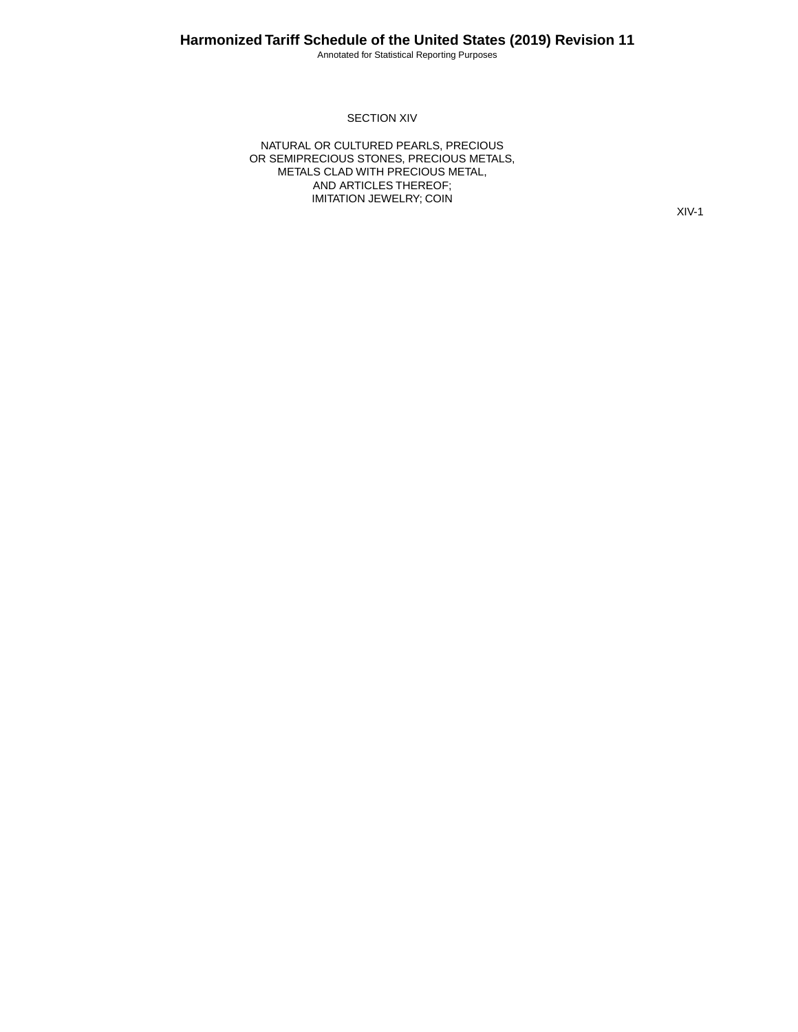# SECTION XIV

## NATURAL OR CULTURED PEARLS, PRECIOUS OR SEMIPRECIOUS STONES, PRECIOUS METALS, METALS CLAD WITH PRECIOUS METAL, AND ARTICLES THEREOF; IMITATION JEWELRY; COIN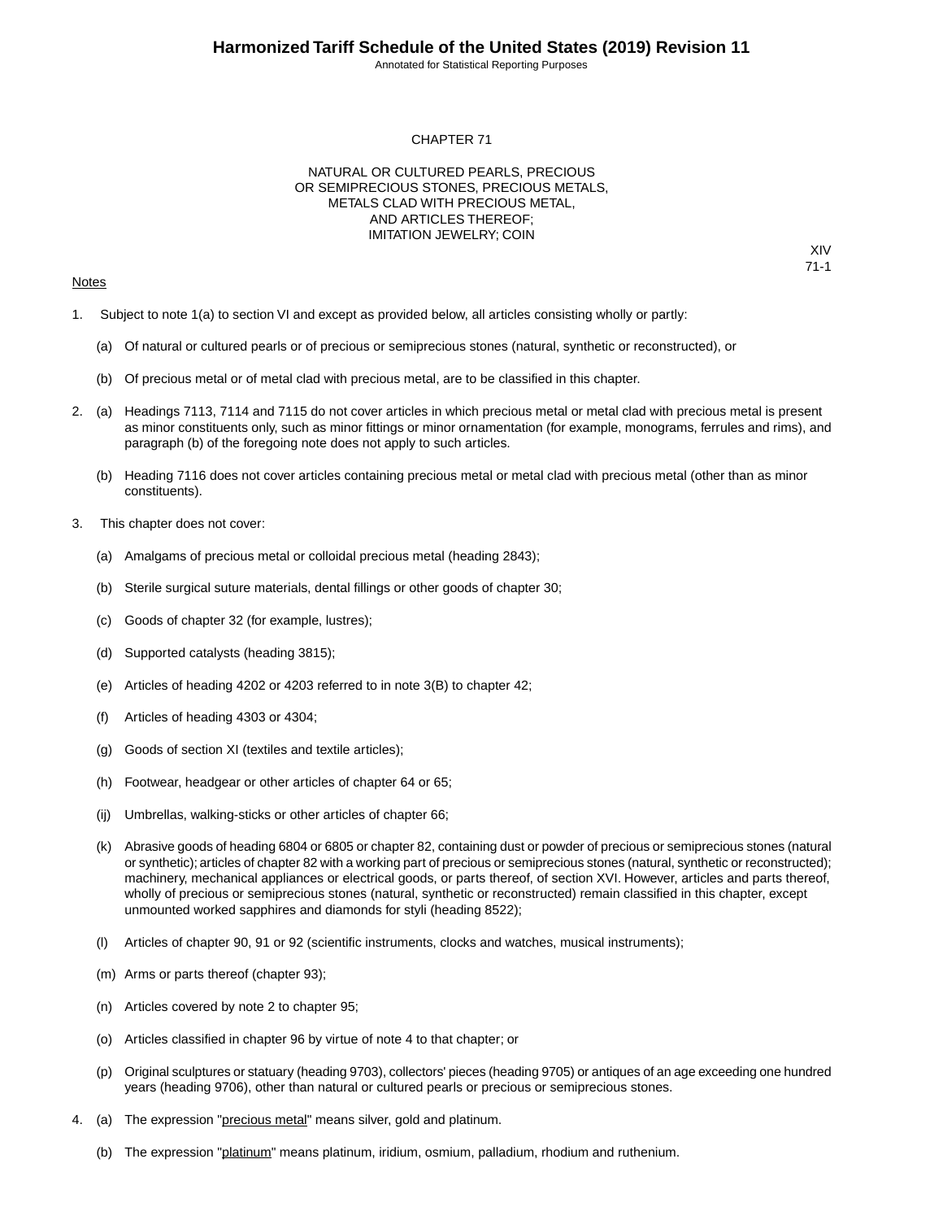# CHAPTER 71

## NATURAL OR CULTURED PEARLS, PRECIOUS OR SEMIPRECIOUS STONES, PRECIOUS METALS, METALS CLAD WITH PRECIOUS METAL, AND ARTICLES THEREOF; IMITATION JEWELRY; COIN

XIV
71-1

Notes

1. Subject to note 1(a) to section VI and except as provided below, all articles consisting wholly or partly:

   (a) Of natural or cultured pearls or of precious or semiprecious stones (natural, synthetic or reconstructed), or

   (b) Of precious metal or of metal clad with precious metal, are to be classified in this chapter.

2. (a) Headings 7113, 7114 and 7115 do not cover articles in which precious metal or metal clad with precious metal is present as minor constituents only, such as minor fittings or minor ornamentation (for example, monograms, ferrules and rims), and paragraph (b) of the foregoing note does not apply to such articles.

   (b) Heading 7116 does not cover articles containing precious metal or metal clad with precious metal (other than as minor constituents).

3. This chapter does not cover:

   (a) Amalgams of precious metal or colloidal precious metal (heading 2843);

   (b) Sterile surgical suture materials, dental fillings or other goods of chapter 30;

   (c) Goods of chapter 32 (for example, lustres);

   (d) Supported catalysts (heading 3815);

   (e) Articles of heading 4202 or 4203 referred to in note 3(B) to chapter 42;

   (f) Articles of heading 4303 or 4304;

   (g) Goods of section XI (textiles and textile articles);

   (h) Footwear, headgear or other articles of chapter 64 or 65;

   (ij) Umbrellas, walking-sticks or other articles of chapter 66;

   (k) Abrasive goods of heading 6804 or 6805 or chapter 82, containing dust or powder of precious or semiprecious stones (natural or synthetic); articles of chapter 82 with a working part of precious or semiprecious stones (natural, synthetic or reconstructed); machinery, mechanical appliances or electrical goods, or parts thereof, of section XVI. However, articles and parts thereof, wholly of precious or semiprecious stones (natural, synthetic or reconstructed) remain classified in this chapter, except unmounted worked sapphires and diamonds for styli (heading 8522);

   (l) Articles of chapter 90, 91 or 92 (scientific instruments, clocks and watches, musical instruments);

   (m) Arms or parts thereof (chapter 93);

   (n) Articles covered by note 2 to chapter 95;

   (o) Articles classified in chapter 96 by virtue of note 4 to that chapter; or

   (p) Original sculptures or statuary (heading 9703), collectors' pieces (heading 9705) or antiques of an age exceeding one hundred years (heading 9706), other than natural or cultured pearls or precious or semiprecious stones.

4. (a) The expression "precious metal" means silver, gold and platinum.

   (b) The expression "platinum" means platinum, iridium, osmium, palladium, rhodium and ruthenium.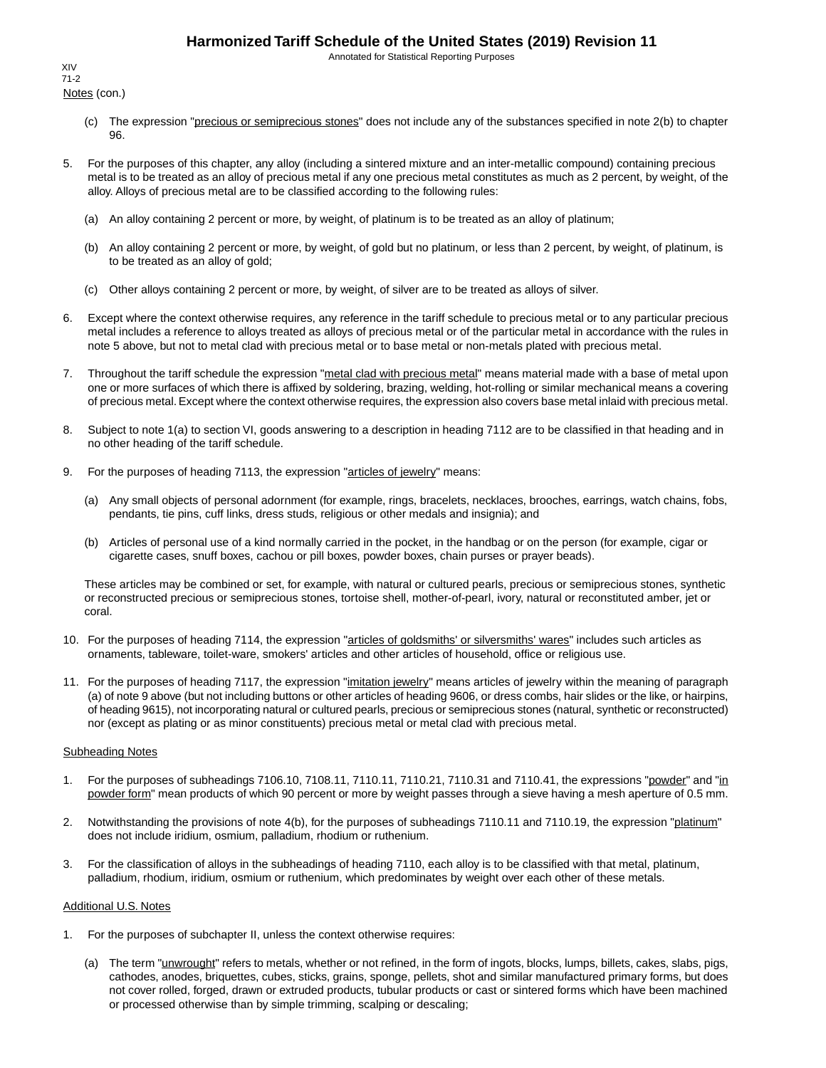Notes (con.)

(c) The expression "precious or semiprecious stones" does not include any of the substances specified in note 2(b) to chapter 96.

5. For the purposes of this chapter, any alloy (including a sintered mixture and an inter-metallic compound) containing precious metal is to be treated as an alloy of precious metal if any one precious metal constitutes as much as 2 percent, by weight, of the alloy. Alloys of precious metal are to be classified according to the following rules:

   (a) An alloy containing 2 percent or more, by weight, of platinum is to be treated as an alloy of platinum;

   (b) An alloy containing 2 percent or more, by weight, of gold but no platinum, or less than 2 percent, by weight, of platinum, is to be treated as an alloy of gold;

   (c) Other alloys containing 2 percent or more, by weight, of silver are to be treated as alloys of silver.

6. Except where the context otherwise requires, any reference in the tariff schedule to precious metal or to any particular precious metal includes a reference to alloys treated as alloys of precious metal or of the particular metal in accordance with the rules in note 5 above, but not to metal clad with precious metal or to base metal or non-metals plated with precious metal.

7. Throughout the tariff schedule the expression "metal clad with precious metal" means material made with a base of metal upon one or more surfaces of which there is affixed by soldering, brazing, welding, hot-rolling or similar mechanical means a covering of precious metal. Except where the context otherwise requires, the expression also covers base metal inlaid with precious metal.

8. Subject to note 1(a) to section VI, goods answering to a description in heading 7112 are to be classified in that heading and in no other heading of the tariff schedule.

9. For the purposes of heading 7113, the expression "articles of jewelry" means:

   (a) Any small objects of personal adornment (for example, rings, bracelets, necklaces, brooches, earrings, watch chains, fobs, pendants, tie pins, cuff links, dress studs, religious or other medals and insignia); and

   (b) Articles of personal use of a kind normally carried in the pocket, in the handbag or on the person (for example, cigar or cigarette cases, snuff boxes, cachou or pill boxes, powder boxes, chain purses or prayer beads).

   These articles may be combined or set, for example, with natural or cultured pearls, precious or semiprecious stones, synthetic or reconstructed precious or semiprecious stones, tortoise shell, mother-of-pearl, ivory, natural or reconstituted amber, jet or coral.

10. For the purposes of heading 7114, the expression "articles of goldsmiths' or silversmiths' wares" includes such articles as ornaments, tableware, toilet-ware, smokers' articles and other articles of household, office or religious use.

11. For the purposes of heading 7117, the expression "imitation jewelry" means articles of jewelry within the meaning of paragraph (a) of note 9 above (but not including buttons or other articles of heading 9606, or dress combs, hair slides or the like, or hairpins, of heading 9615), not incorporating natural or cultured pearls, precious or semiprecious stones (natural, synthetic or reconstructed) nor (except as plating or as minor constituents) precious metal or metal clad with precious metal.

Subheading Notes

1. For the purposes of subheadings 7106.10, 7108.11, 7110.11, 7110.21, 7110.31 and 7110.41, the expressions "powder" and "in powder form" mean products of which 90 percent or more by weight passes through a sieve having a mesh aperture of 0.5 mm.

2. Notwithstanding the provisions of note 4(b), for the purposes of subheadings 7110.11 and 7110.19, the expression "platinum" does not include iridium, osmium, palladium, rhodium or ruthenium.

3. For the classification of alloys in the subheadings of heading 7110, each alloy is to be classified with that metal, platinum, palladium, rhodium, iridium, osmium or ruthenium, which predominates by weight over each other of these metals.

Additional U.S. Notes

1. For the purposes of subchapter II, unless the context otherwise requires:

   (a) The term "unwrought" refers to metals, whether or not refined, in the form of ingots, blocks, lumps, billets, cakes, slabs, pigs, cathodes, anodes, briquettes, cubes, sticks, grains, sponge, pellets, shot and similar manufactured primary forms, but does not cover rolled, forged, drawn or extruded products, tubular products or cast or sintered forms which have been machined or processed otherwise than by simple trimming, scalping or descaling;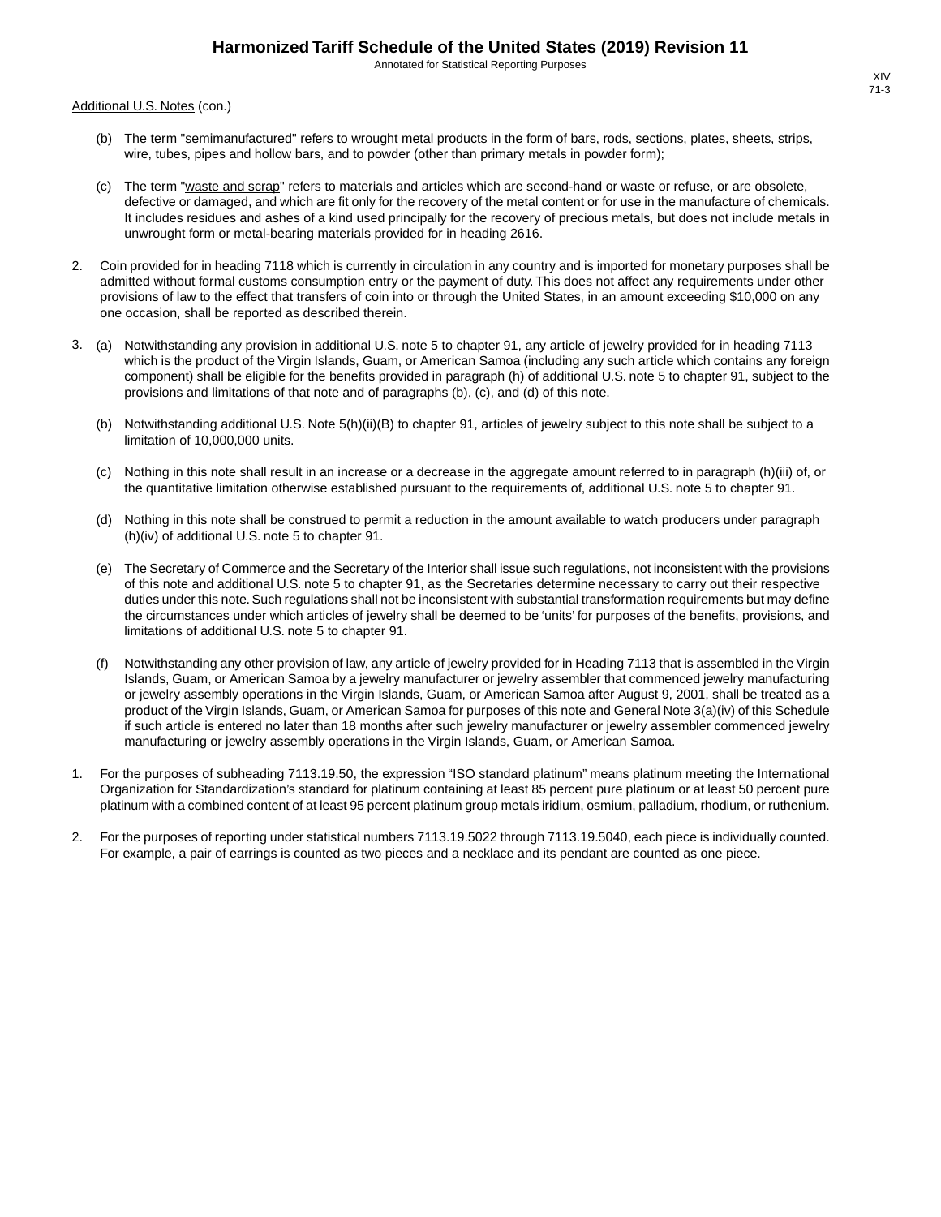Additional U.S. Notes (con.)

(b) The term "semimanufactured" refers to wrought metal products in the form of bars, rods, sections, plates, sheets, strips, wire, tubes, pipes and hollow bars, and to powder (other than primary metals in powder form);

(c) The term "waste and scrap" refers to materials and articles which are second-hand or waste or refuse, or are obsolete, defective or damaged, and which are fit only for the recovery of the metal content or for use in the manufacture of chemicals. It includes residues and ashes of a kind used principally for the recovery of precious metals, but does not include metals in unwrought form or metal-bearing materials provided for in heading 2616.

2. Coin provided for in heading 7118 which is currently in circulation in any country and is imported for monetary purposes shall be admitted without formal customs consumption entry or the payment of duty. This does not affect any requirements under other provisions of law to the effect that transfers of coin into or through the United States, in an amount exceeding $10,000 on any one occasion, shall be reported as described therein.

3. (a) Notwithstanding any provision in additional U.S. note 5 to chapter 91, any article of jewelry provided for in heading 7113 which is the product of the Virgin Islands, Guam, or American Samoa (including any such article which contains any foreign component) shall be eligible for the benefits provided in paragraph (h) of additional U.S. note 5 to chapter 91, subject to the provisions and limitations of that note and of paragraphs (b), (c), and (d) of this note.

(b) Notwithstanding additional U.S. Note 5(h)(ii)(B) to chapter 91, articles of jewelry subject to this note shall be subject to a limitation of 10,000,000 units.

(c) Nothing in this note shall result in an increase or a decrease in the aggregate amount referred to in paragraph (h)(iii) of, or the quantitative limitation otherwise established pursuant to the requirements of, additional U.S. note 5 to chapter 91.

(d) Nothing in this note shall be construed to permit a reduction in the amount available to watch producers under paragraph (h)(iv) of additional U.S. note 5 to chapter 91.

(e) The Secretary of Commerce and the Secretary of the Interior shall issue such regulations, not inconsistent with the provisions of this note and additional U.S. note 5 to chapter 91, as the Secretaries determine necessary to carry out their respective duties under this note. Such regulations shall not be inconsistent with substantial transformation requirements but may define the circumstances under which articles of jewelry shall be deemed to be 'units' for purposes of the benefits, provisions, and limitations of additional U.S. note 5 to chapter 91.

(f) Notwithstanding any other provision of law, any article of jewelry provided for in Heading 7113 that is assembled in the Virgin Islands, Guam, or American Samoa by a jewelry manufacturer or jewelry assembler that commenced jewelry manufacturing or jewelry assembly operations in the Virgin Islands, Guam, or American Samoa after August 9, 2001, shall be treated as a product of the Virgin Islands, Guam, or American Samoa for purposes of this note and General Note 3(a)(iv) of this Schedule if such article is entered no later than 18 months after such jewelry manufacturer or jewelry assembler commenced jewelry manufacturing or jewelry assembly operations in the Virgin Islands, Guam, or American Samoa.

1. For the purposes of subheading 7113.19.50, the expression "ISO standard platinum" means platinum meeting the International Organization for Standardization's standard for platinum containing at least 85 percent pure platinum or at least 50 percent pure platinum with a combined content of at least 95 percent platinum group metals iridium, osmium, palladium, rhodium, or ruthenium.

2. For the purposes of reporting under statistical numbers 7113.19.5022 through 7113.19.5040, each piece is individually counted. For example, a pair of earrings is counted as two pieces and a necklace and its pendant are counted as one piece.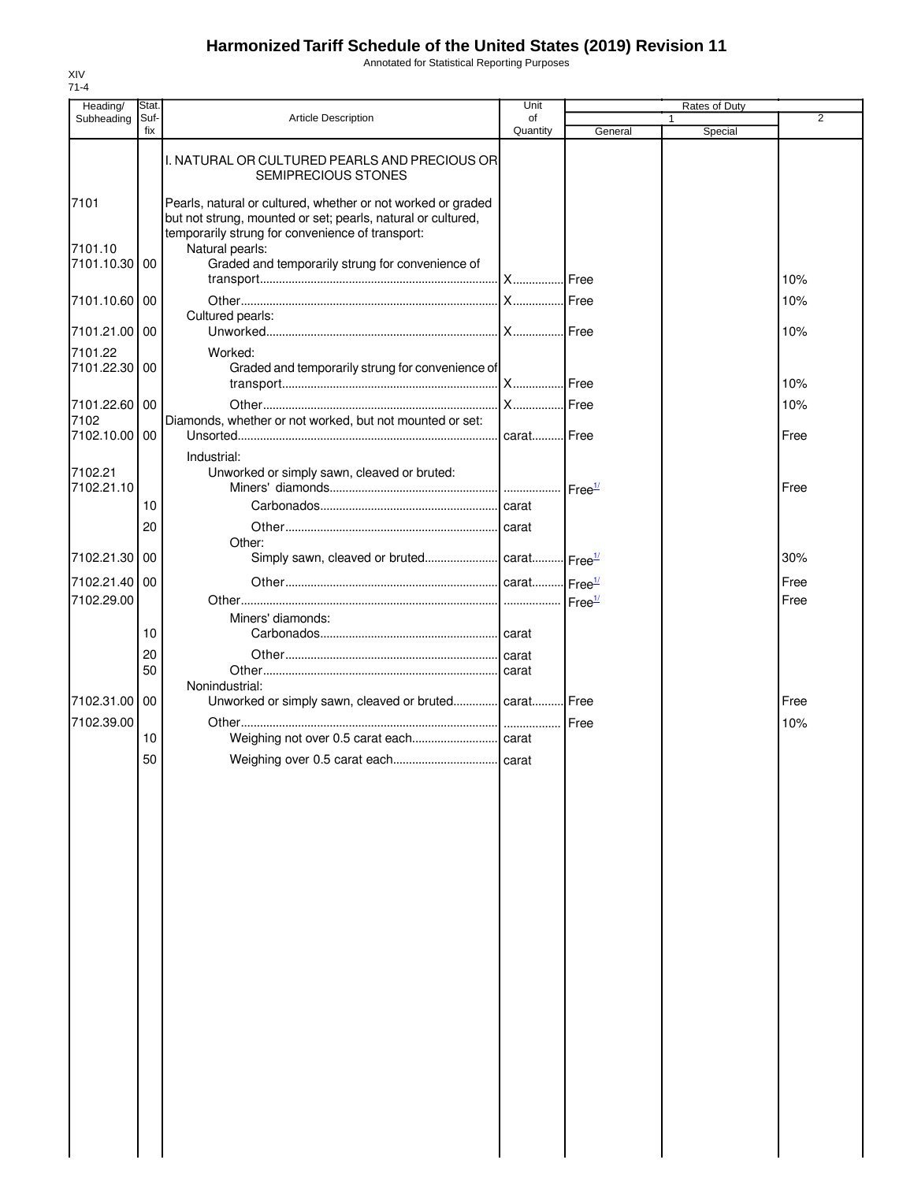# Harmonized Tariff Schedule of the United States (2019) Revision 11

Annotated for Statistical Reporting Purposes

XIV
71-4

| Heading/ Subheading | Stat. Suf- fix | Article Description | Unit of Quantity | Rates of Duty 1 General | Special | 2 |
|---|---|---|---|---|---|---|
| | | I. NATURAL OR CULTURED PEARLS AND PRECIOUS OR SEMIPRECIOUS STONES | | | | |
| 7101 | | Pearls, natural or cultured, whether or not worked or graded but not strung, mounted or set; pearls, natural or cultured, temporarily strung for convenience of transport: | | | | |
| 7101.10 | | Natural pearls: | | | | |
| 7101.10.30 | 00 | Graded and temporarily strung for convenience of transport | X | Free | | 10% |
| 7101.10.60 | 00 | Other | X | Free | | 10% |
| | | Cultured pearls: | | | | |
| 7101.21.00 | 00 | Unworked | X | Free | | 10% |
| 7101.22 | | Worked: | | | | |
| 7101.22.30 | 00 | Graded and temporarily strung for convenience of transport | X | Free | | 10% |
| 7101.22.60 | 00 | Other | X | Free | | 10% |
| 7102 | | Diamonds, whether or not worked, but not mounted or set: | | | | |
| 7102.10.00 | 00 | Unsorted | carat | Free | | Free |
| | | Industrial: | | | | |
| 7102.21 | | Unworked or simply sawn, cleaved or bruted: | | | | |
| 7102.21.10 | | Miners' diamonds | | Free[1/] | | Free |
| | 10 | Carbonados | carat | | | |
| | 20 | Other | carat | | | |
| | | Other: | | | | |
| 7102.21.30 | 00 | Simply sawn, cleaved or bruted | carat | Free[1/] | | 30% |
| 7102.21.40 | 00 | Other | carat | Free[1/] | | Free |
| 7102.29.00 | | Other | | Free[1/] | | Free |
| | | Miners' diamonds: | | | | |
| | 10 | Carbonados | carat | | | |
| | 20 | Other | carat | | | |
| | 50 | Other | carat | | | |
| | | Nonindustrial: | | | | |
| 7102.31.00 | 00 | Unworked or simply sawn, cleaved or bruted | carat | Free | | Free |
| 7102.39.00 | | Other | | Free | | 10% |
| | 10 | Weighing not over 0.5 carat each | carat | | | |
| | 50 | Weighing over 0.5 carat each | carat | | | |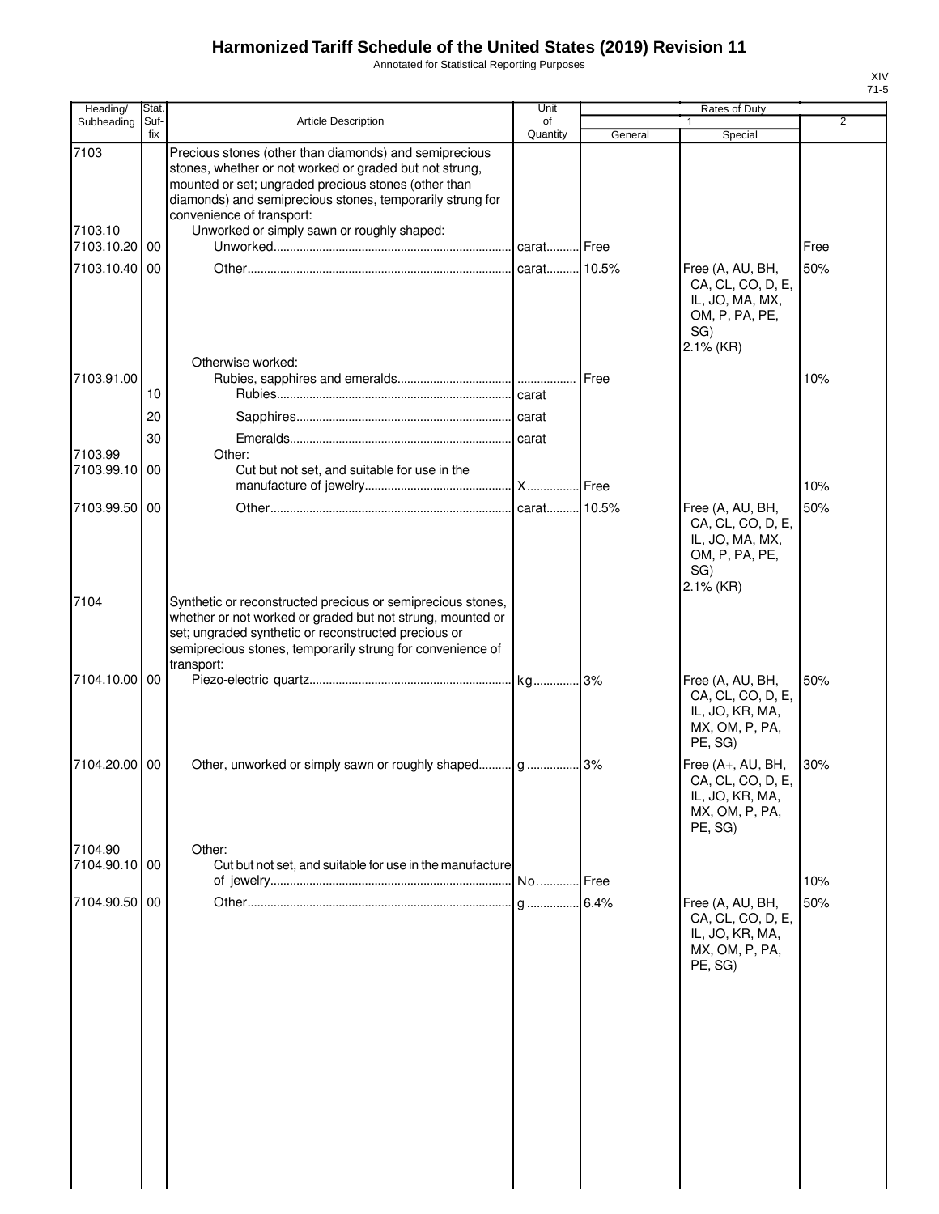# Harmonized Tariff Schedule of the United States (2019) Revision 11

Annotated for Statistical Reporting Purposes

| Heading/ Subheading | Stat. Suf- fix | Article Description | Unit of Quantity | Rates of Duty 1 General | Special | 2 |
|---|---|---|---|---|---|---|
| 7103 | | Precious stones (other than diamonds) and semiprecious stones, whether or not worked or graded but not strung, mounted or set; ungraded precious stones (other than diamonds) and semiprecious stones, temporarily strung for convenience of transport: | | | | |
| 7103.10 | | Unworked or simply sawn or roughly shaped: | | | | |
| 7103.10.20 | 00 | Unworked | carat | Free | | Free |
| 7103.10.40 | 00 | Other | carat | 10.5% | Free (A, AU, BH, CA, CL, CO, D, E, IL, JO, MA, MX, OM, P, PA, PE, SG) 2.1% (KR) | 50% |
| | | Otherwise worked: | | | | |
| 7103.91.00 | | Rubies, sapphires and emeralds | | Free | | 10% |
| | 10 | Rubies | carat | | | |
| | 20 | Sapphires | carat | | | |
| | 30 | Emeralds | carat | | | |
| 7103.99 | | Other: | | | | |
| 7103.99.10 | 00 | Cut but not set, and suitable for use in the manufacture of jewelry | X | Free | | 10% |
| 7103.99.50 | 00 | Other | carat | 10.5% | Free (A, AU, BH, CA, CL, CO, D, E, IL, JO, MA, MX, OM, P, PA, PE, SG) 2.1% (KR) | 50% |
| 7104 | | Synthetic or reconstructed precious or semiprecious stones, whether or not worked or graded but not strung, mounted or set; ungraded synthetic or reconstructed precious or semiprecious stones, temporarily strung for convenience of transport: | | | | |
| 7104.10.00 | 00 | Piezo-electric quartz | kg | 3% | Free (A, AU, BH, CA, CL, CO, D, E, IL, JO, KR, MA, MX, OM, P, PA, PE, SG) | 50% |
| 7104.20.00 | 00 | Other, unworked or simply sawn or roughly shaped | g | 3% | Free (A+, AU, BH, CA, CL, CO, D, E, IL, JO, KR, MA, MX, OM, P, PA, PE, SG) | 30% |
| 7104.90 | | Other: | | | | |
| 7104.90.10 | 00 | Cut but not set, and suitable for use in the manufacture of jewelry | No. | Free | | 10% |
| 7104.90.50 | 00 | Other | g | 6.4% | Free (A, AU, BH, CA, CL, CO, D, E, IL, JO, KR, MA, MX, OM, P, PA, PE, SG) | 50% |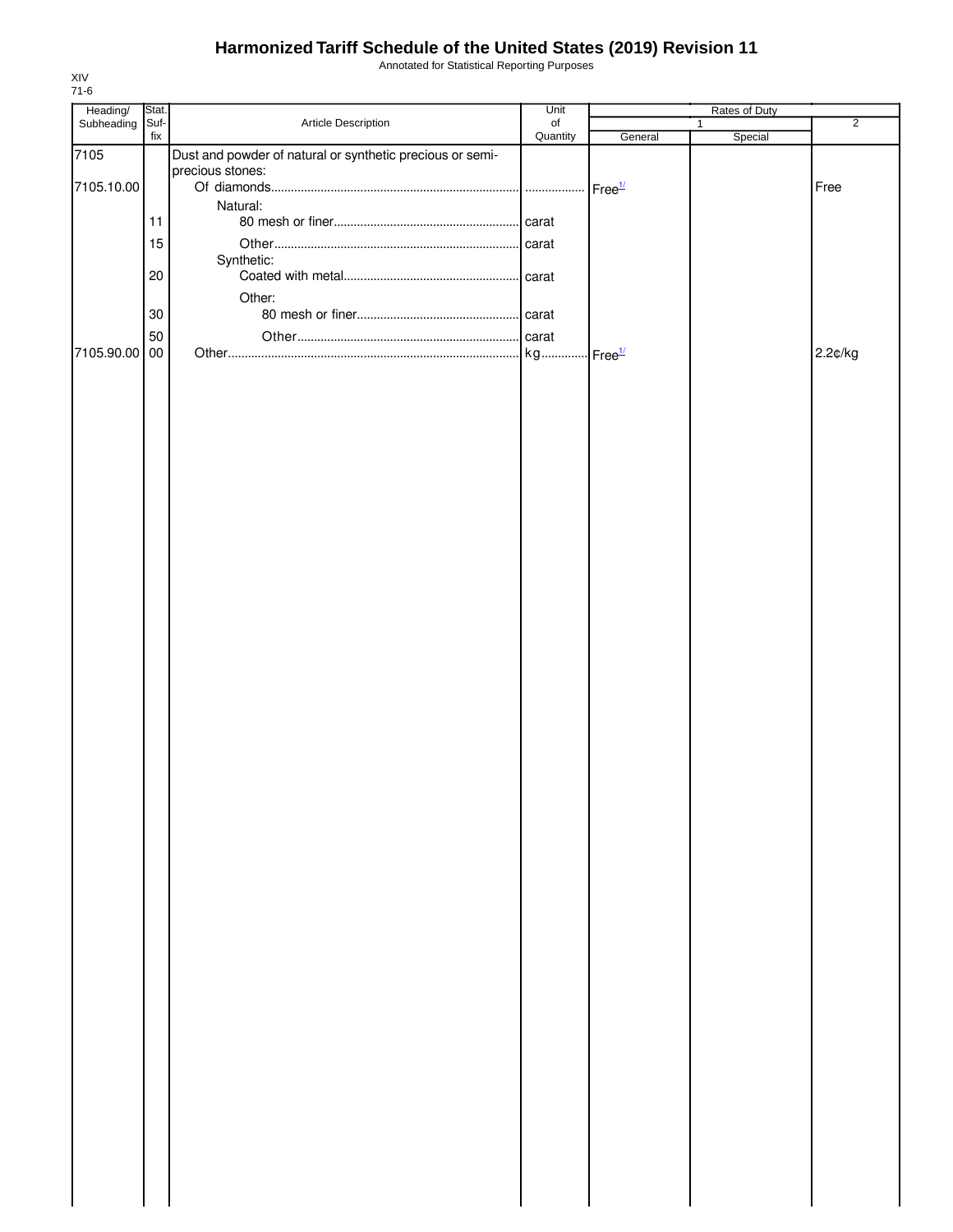# Harmonized Tariff Schedule of the United States (2019) Revision 11

Annotated for Statistical Reporting Purposes

XIV
71-6

| Heading/ Subheading | Stat. Suf- fix | Article Description | Unit of Quantity | Rates of Duty 1 General | Rates of Duty 1 Special | Rates of Duty 2 |
|---|---|---|---|---|---|---|
| 7105 | | Dust and powder of natural or synthetic precious or semi-precious stones: | | | | |
| 7105.10.00 | | Of diamonds | | Free[1/] | | Free |
| | | Natural: | | | | |
| | 11 | 80 mesh or finer | carat | | | |
| | 15 | Other | carat | | | |
| | | Synthetic: | | | | |
| | 20 | Coated with metal | carat | | | |
| | | Other: | | | | |
| | 30 | 80 mesh or finer | carat | | | |
| | 50 | Other | carat | | | |
| 7105.90.00 | 00 | Other | kg | Free[1/] | | 2.2¢/kg |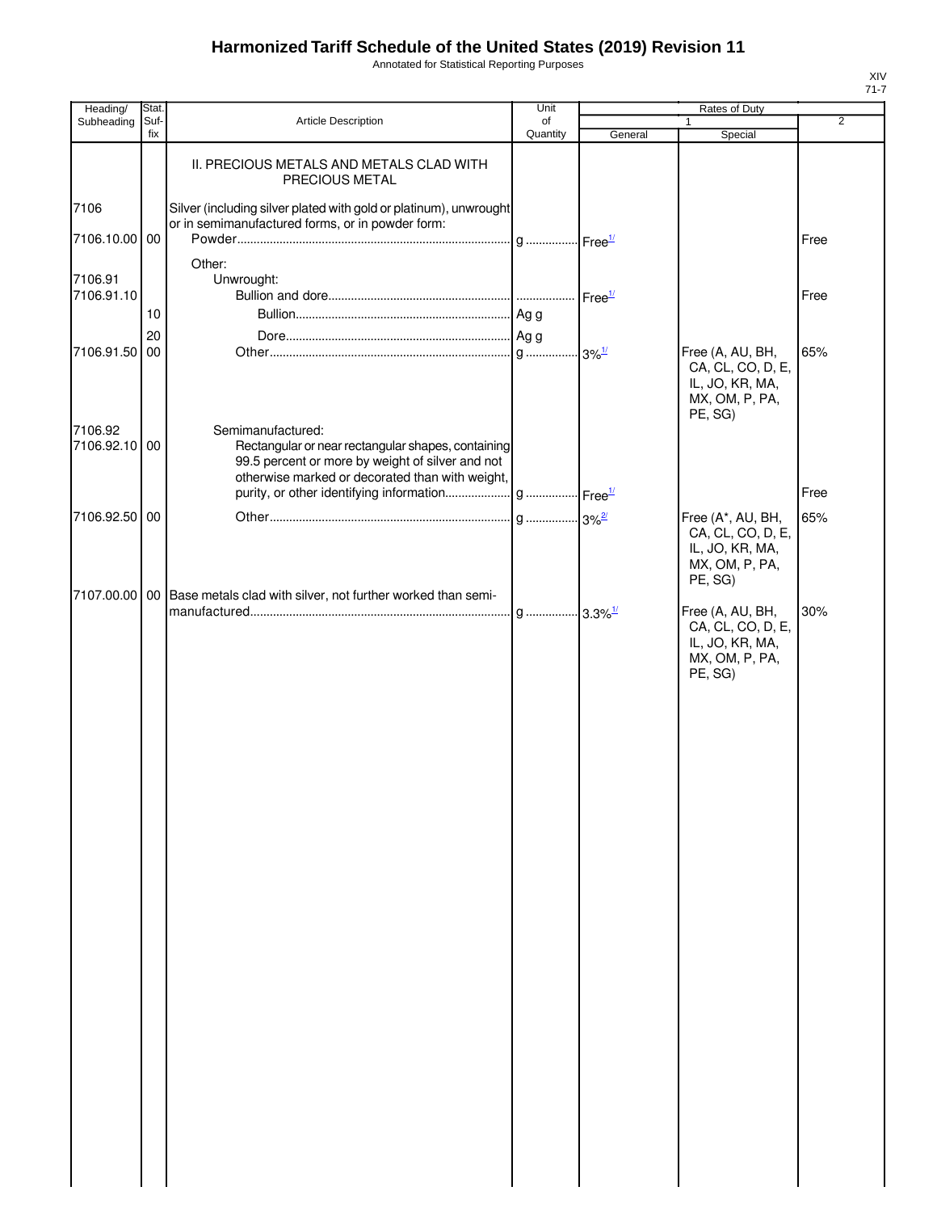# Harmonized Tariff Schedule of the United States (2019) Revision 11

Annotated for Statistical Reporting Purposes

XIV
71-7

| Heading/ Subheading | Stat. Suf- fix | Article Description | Unit of Quantity | Rates of Duty 1 General | Rates of Duty 1 Special | Rates of Duty 2 |
|---|---|---|---|---|---|---|
| | | II. PRECIOUS METALS AND METALS CLAD WITH PRECIOUS METAL | | | | |
| 7106 | | Silver (including silver plated with gold or platinum), unwrought or in semimanufactured forms, or in powder form: | | | | |
| 7106.10.00 | 00 | Powder | g | Free[1/] | | Free |
| | | Other: | | | | |
| 7106.91 | | Unwrought: | | | | |
| 7106.91.10 | | Bullion and dore | | Free[1/] | | Free |
| | 10 | Bullion | Ag g | | | |
| | 20 | Dore | Ag g | | | |
| 7106.91.50 | 00 | Other | g | 3%[1/] | Free (A, AU, BH, CA, CL, CO, D, E, IL, JO, KR, MA, MX, OM, P, PA, PE, SG) | 65% |
| 7106.92 | | Semimanufactured: | | | | |
| 7106.92.10 | 00 | Rectangular or near rectangular shapes, containing 99.5 percent or more by weight of silver and not otherwise marked or decorated than with weight, purity, or other identifying information | g | Free[1/] | | Free |
| 7106.92.50 | 00 | Other | g | 3%[2/] | Free (A*, AU, BH, CA, CL, CO, D, E, IL, JO, KR, MA, MX, OM, P, PA, PE, SG) | 65% |
| 7107.00.00 | 00 | Base metals clad with silver, not further worked than semi-manufactured | g | 3.3%[1/] | Free (A, AU, BH, CA, CL, CO, D, E, IL, JO, KR, MA, MX, OM, P, PA, PE, SG) | 30% |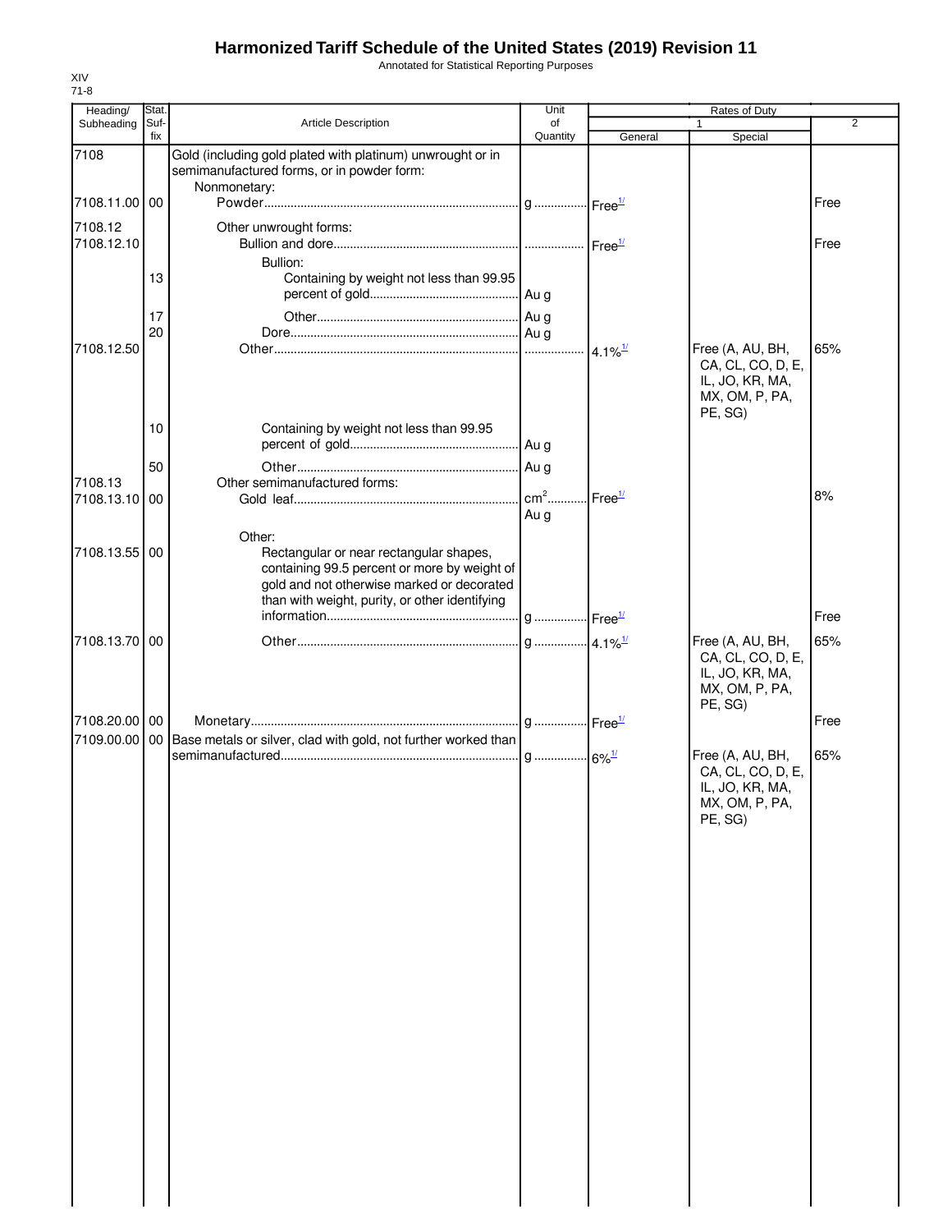# Harmonized Tariff Schedule of the United States (2019) Revision 11

Annotated for Statistical Reporting Purposes

XIV
71-8

| Heading/ Subheading | Stat. Suf- fix | Article Description | Unit of Quantity | Rates of Duty 1 General | Special | 2 |
|---|---|---|---|---|---|---|
| 7108 | | Gold (including gold plated with platinum) unwrought or in semimanufactured forms, or in powder form: | | | | |
| | | Nonmonetary: | | | | |
| 7108.11.00 | 00 | Powder | g | Free[1/] | | Free |
| 7108.12 | | Other unwrought forms: | | | | |
| 7108.12.10 | | Bullion and dore | | Free[1/] | | Free |
| | | Bullion: | | | | |
| | 13 | Containing by weight not less than 99.95 percent of gold | Au g | | | |
| | 17 | Other | Au g | | | |
| | 20 | Dore | Au g | | | |
| 7108.12.50 | | Other | | 4.1%[1/] | Free (A, AU, BH, CA, CL, CO, D, E, IL, JO, KR, MA, MX, OM, P, PA, PE, SG) | 65% |
| | 10 | Containing by weight not less than 99.95 percent of gold | Au g | | | |
| | 50 | Other | Au g | | | |
| 7108.13 | | Other semimanufactured forms: | | | | |
| 7108.13.10 | 00 | Gold leaf | $cm^2$ Au g | Free[1/] | | 8% |
| | | Other: | | | | |
| 7108.13.55 | 00 | Rectangular or near rectangular shapes, containing 99.5 percent or more by weight of gold and not otherwise marked or decorated than with weight, purity, or other identifying information | g | Free[1/] | | Free |
| 7108.13.70 | 00 | Other | g | 4.1%[1/] | Free (A, AU, BH, CA, CL, CO, D, E, IL, JO, KR, MA, MX, OM, P, PA, PE, SG) | 65% |
| 7108.20.00 | 00 | Monetary | g | Free[1/] | | Free |
| 7109.00.00 | 00 | Base metals or silver, clad with gold, not further worked than semimanufactured | g | 6%[1/] | Free (A, AU, BH, CA, CL, CO, D, E, IL, JO, KR, MA, MX, OM, P, PA, PE, SG) | 65% |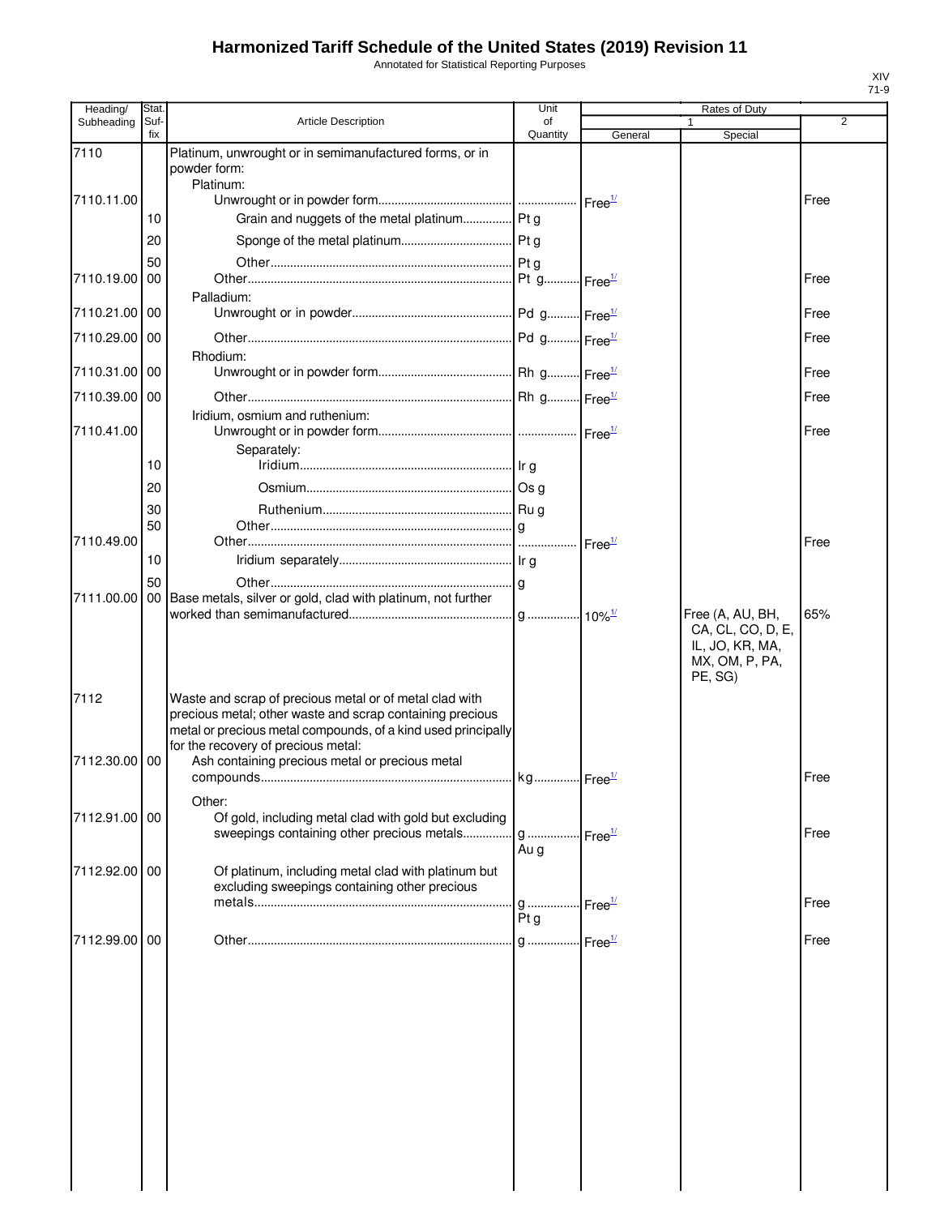# Harmonized Tariff Schedule of the United States (2019) Revision 11

Annotated for Statistical Reporting Purposes

| Heading/ Subheading | Stat. Suf- fix | Article Description | Unit of Quantity | Rates of Duty 1 General | Special | 2 |
|---|---|---|---|---|---|---|
| 7110 | | Platinum, unwrought or in semimanufactured forms, or in powder form: | | | | |
| | | Platinum: | | | | |
| 7110.11.00 | | Unwrought or in powder form | | Free[1/] | | Free |
| | 10 | Grain and nuggets of the metal platinum | Pt g | | | |
| | 20 | Sponge of the metal platinum | Pt g | | | |
| | 50 | Other | Pt g | | | |
| 7110.19.00 | 00 | Other | Pt g | Free[1/] | | Free |
| | | Palladium: | | | | |
| 7110.21.00 | 00 | Unwrought or in powder | Pd g | Free[1/] | | Free |
| 7110.29.00 | 00 | Other | Pd g | Free[1/] | | Free |
| | | Rhodium: | | | | |
| 7110.31.00 | 00 | Unwrought or in powder form | Rh g | Free[1/] | | Free |
| 7110.39.00 | 00 | Other | Rh g | Free[1/] | | Free |
| | | Iridium, osmium and ruthenium: | | | | |
| 7110.41.00 | | Unwrought or in powder form | | Free[1/] | | Free |
| | | Separately: | | | | |
| | 10 | Iridium | Ir g | | | |
| | 20 | Osmium | Os g | | | |
| | 30 | Ruthenium | Ru g | | | |
| | 50 | Other | g | | | |
| 7110.49.00 | | Other | | Free[1/] | | Free |
| | 10 | Iridium separately | Ir g | | | |
| | 50 | Other | g | | | |
| 7111.00.00 | 00 | Base metals, silver or gold, clad with platinum, not further worked than semimanufactured | g | 10%[1/] | Free (A, AU, BH, CA, CL, CO, D, E, IL, JO, KR, MA, MX, OM, P, PA, PE, SG) | 65% |
| 7112 | | Waste and scrap of precious metal or of metal clad with precious metal; other waste and scrap containing precious metal or precious metal compounds, of a kind used principally for the recovery of precious metal: | | | | |
| 7112.30.00 | 00 | Ash containing precious metal or precious metal compounds | kg | Free[1/] | | Free |
| | | Other: | | | | |
| 7112.91.00 | 00 | Of gold, including metal clad with gold but excluding sweepings containing other precious metals | g<br>Au g | Free[1/] | | Free |
| 7112.92.00 | 00 | Of platinum, including metal clad with platinum but excluding sweepings containing other precious metals | g<br>Pt g | Free[1/] | | Free |
| 7112.99.00 | 00 | Other | g | Free[1/] | | Free |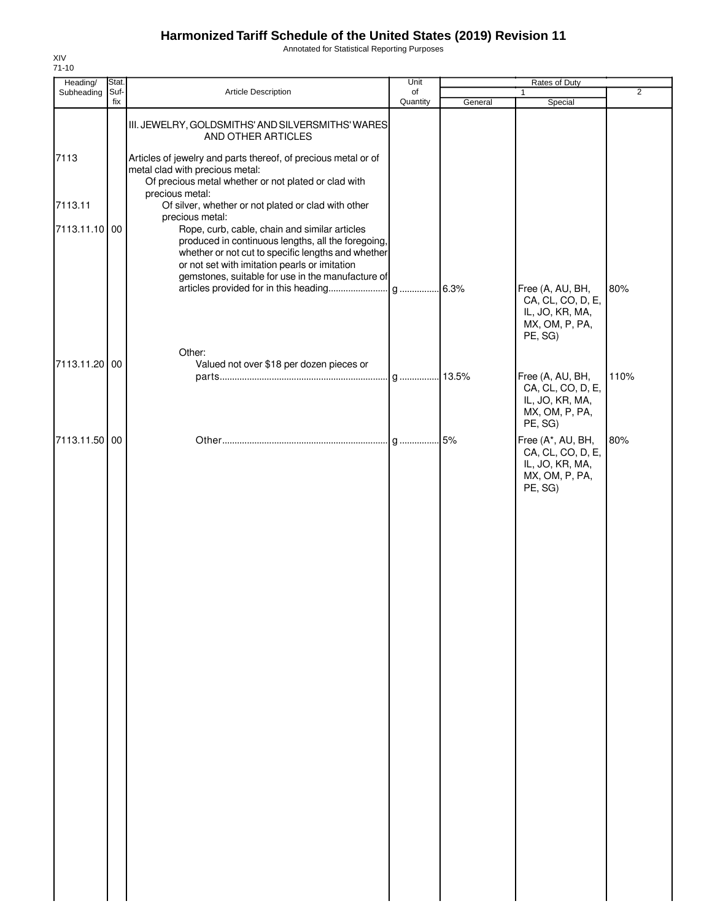# Harmonized Tariff Schedule of the United States (2019) Revision 11

Annotated for Statistical Reporting Purposes

XIV
71-10

| Heading/ Subheading | Stat. Suf-fix | Article Description | Unit of Quantity | Rates of Duty 1 General | Special | 2 |
|---|---|---|---|---|---|---|
| | | III. JEWELRY, GOLDSMITHS' AND SILVERSMITHS' WARES AND OTHER ARTICLES | | | | |
| 7113 | | Articles of jewelry and parts thereof, of precious metal or of metal clad with precious metal: | | | | |
| | | Of precious metal whether or not plated or clad with precious metal: | | | | |
| 7113.11 | | Of silver, whether or not plated or clad with other precious metal: | | | | |
| 7113.11.10 | 00 | Rope, curb, cable, chain and similar articles produced in continuous lengths, all the foregoing, whether or not cut to specific lengths and whether or not set with imitation pearls or imitation gemstones, suitable for use in the manufacture of articles provided for in this heading | g | 6.3% | Free (A, AU, BH, CA, CL, CO, D, E, IL, JO, KR, MA, MX, OM, P, PA, PE, SG) | 80% |
| | | Other: | | | | |
| 7113.11.20 | 00 | Valued not over $18 per dozen pieces or parts | g | 13.5% | Free (A, AU, BH, CA, CL, CO, D, E, IL, JO, KR, MA, MX, OM, P, PA, PE, SG) | 110% |
| 7113.11.50 | 00 | Other | g | 5% | Free (A*, AU, BH, CA, CL, CO, D, E, IL, JO, KR, MA, MX, OM, P, PA, PE, SG) | 80% |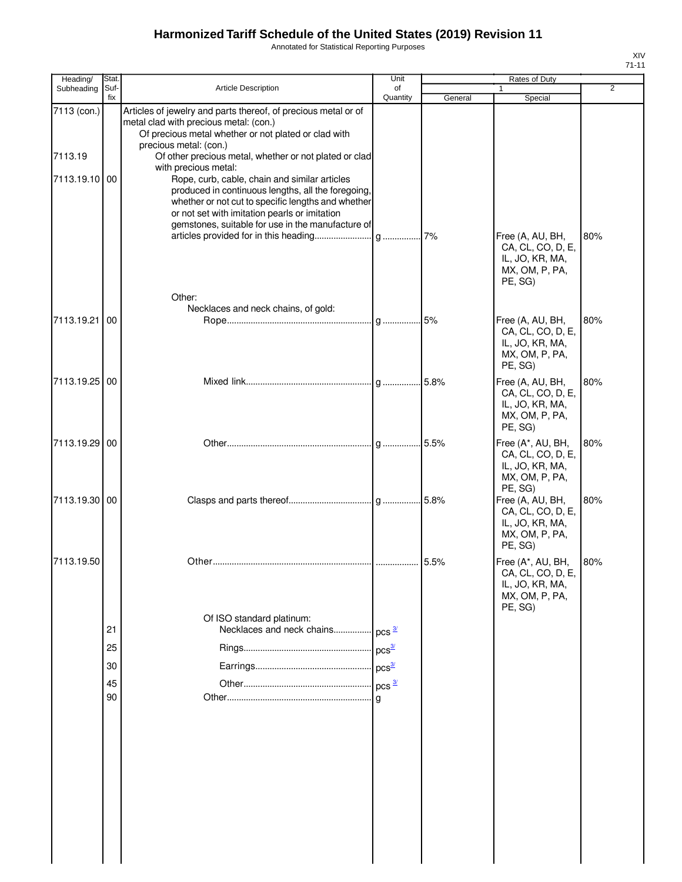# Harmonized Tariff Schedule of the United States (2019) Revision 11

Annotated for Statistical Reporting Purposes

XIV
71-11

| Heading/ Subheading | Stat. Suf- fix | Article Description | Unit of Quantity | Rates of Duty 1 General | Rates of Duty 1 Special | Rates of Duty 2 |
|---|---|---|---|---|---|---|
| 7113 (con.) | | Articles of jewelry and parts thereof, of precious metal or of metal clad with precious metal: (con.) | | | | |
| | | Of precious metal whether or not plated or clad with precious metal: (con.) | | | | |
| 7113.19 | | Of other precious metal, whether or not plated or clad with precious metal: | | | | |
| 7113.19.10 | 00 | Rope, curb, cable, chain and similar articles produced in continuous lengths, all the foregoing, whether or not cut to specific lengths and whether or not set with imitation pearls or imitation gemstones, suitable for use in the manufacture of articles provided for in this heading | g | 7% | Free (A, AU, BH, CA, CL, CO, D, E, IL, JO, KR, MA, MX, OM, P, PA, PE, SG) | 80% |
| | | Other: | | | | |
| | | Necklaces and neck chains, of gold: | | | | |
| 7113.19.21 | 00 | Rope | g | 5% | Free (A, AU, BH, CA, CL, CO, D, E, IL, JO, KR, MA, MX, OM, P, PA, PE, SG) | 80% |
| 7113.19.25 | 00 | Mixed link | g | 5.8% | Free (A, AU, BH, CA, CL, CO, D, E, IL, JO, KR, MA, MX, OM, P, PA, PE, SG) | 80% |
| 7113.19.29 | 00 | Other | g | 5.5% | Free (A*, AU, BH, CA, CL, CO, D, E, IL, JO, KR, MA, MX, OM, P, PA, PE, SG) | 80% |
| 7113.19.30 | 00 | Clasps and parts thereof | g | 5.8% | Free (A, AU, BH, CA, CL, CO, D, E, IL, JO, KR, MA, MX, OM, P, PA, PE, SG) | 80% |
| 7113.19.50 | | Other | | 5.5% | Free (A*, AU, BH, CA, CL, CO, D, E, IL, JO, KR, MA, MX, OM, P, PA, PE, SG) | 80% |
| | | Of ISO standard platinum: | | | | |
| | 21 | Necklaces and neck chains | pcs [3/] | | | |
| | 25 | Rings | pcs [3/] | | | |
| | 30 | Earrings | pcs [3/] | | | |
| | 45 | Other | pcs [3/] | | | |
| | 90 | Other | g | | | |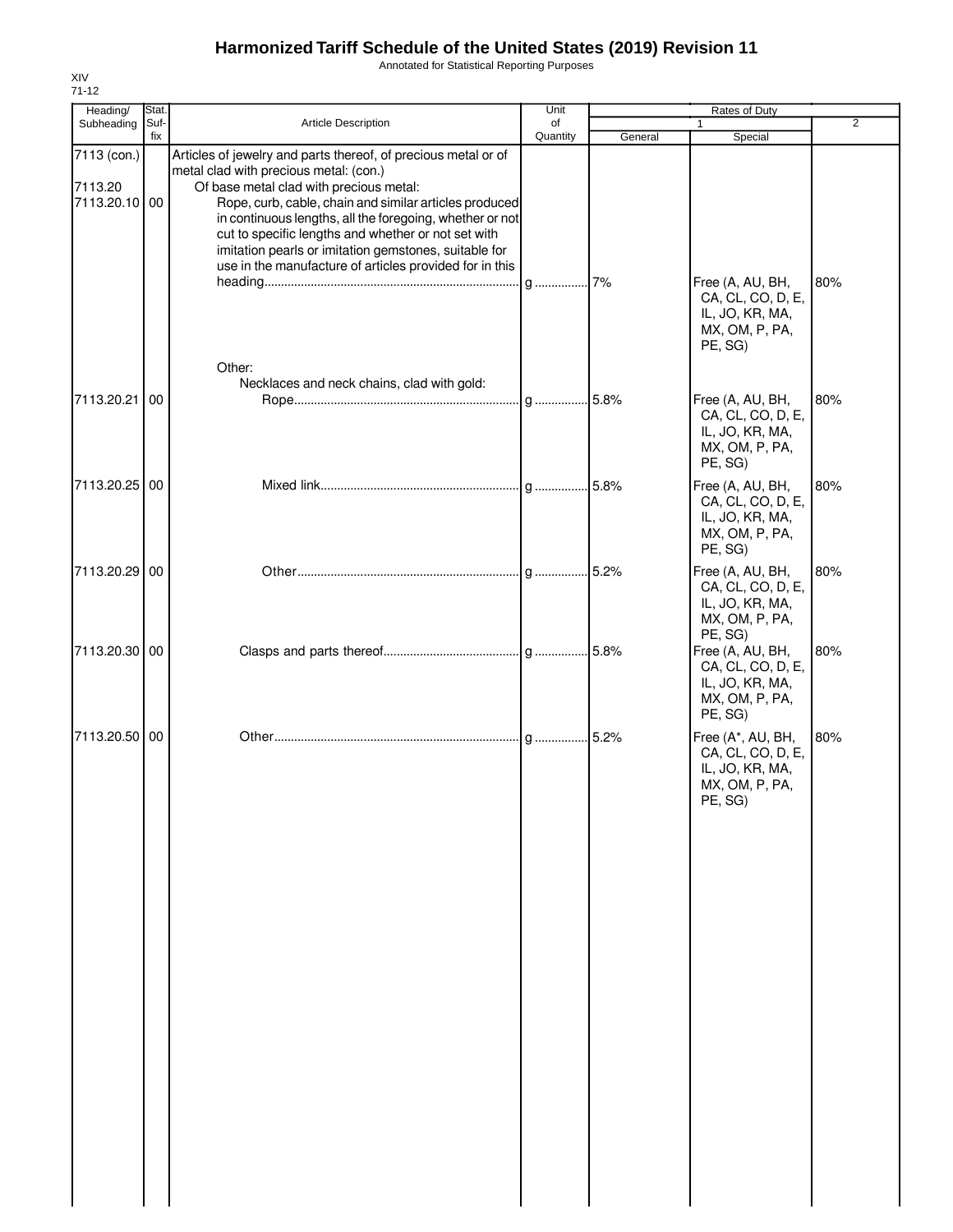# Harmonized Tariff Schedule of the United States (2019) Revision 11

Annotated for Statistical Reporting Purposes

XIV
71-12

| Heading/ Subheading | Stat. Suf- fix | Article Description | Unit of Quantity | Rates of Duty 1 General | Special | 2 |
|---|---|---|---|---|---|---|
| 7113 (con.) | | Articles of jewelry and parts thereof, of precious metal or of metal clad with precious metal: (con.) | | | | |
| 7113.20 | | Of base metal clad with precious metal: | | | | |
| 7113.20.10 | 00 | Rope, curb, cable, chain and similar articles produced in continuous lengths, all the foregoing, whether or not cut to specific lengths and whether or not set with imitation pearls or imitation gemstones, suitable for use in the manufacture of articles provided for in this heading | g | 7% | Free (A, AU, BH, CA, CL, CO, D, E, IL, JO, KR, MA, MX, OM, P, PA, PE, SG) | 80% |
| | | Other: | | | | |
| | | Necklaces and neck chains, clad with gold: | | | | |
| 7113.20.21 | 00 | Rope | g | 5.8% | Free (A, AU, BH, CA, CL, CO, D, E, IL, JO, KR, MA, MX, OM, P, PA, PE, SG) | 80% |
| 7113.20.25 | 00 | Mixed link | g | 5.8% | Free (A, AU, BH, CA, CL, CO, D, E, IL, JO, KR, MA, MX, OM, P, PA, PE, SG) | 80% |
| 7113.20.29 | 00 | Other | g | 5.2% | Free (A, AU, BH, CA, CL, CO, D, E, IL, JO, KR, MA, MX, OM, P, PA, PE, SG) | 80% |
| 7113.20.30 | 00 | Clasps and parts thereof | g | 5.8% | Free (A, AU, BH, CA, CL, CO, D, E, IL, JO, KR, MA, MX, OM, P, PA, PE, SG) | 80% |
| 7113.20.50 | 00 | Other | g | 5.2% | Free (A*, AU, BH, CA, CL, CO, D, E, IL, JO, KR, MA, MX, OM, P, PA, PE, SG) | 80% |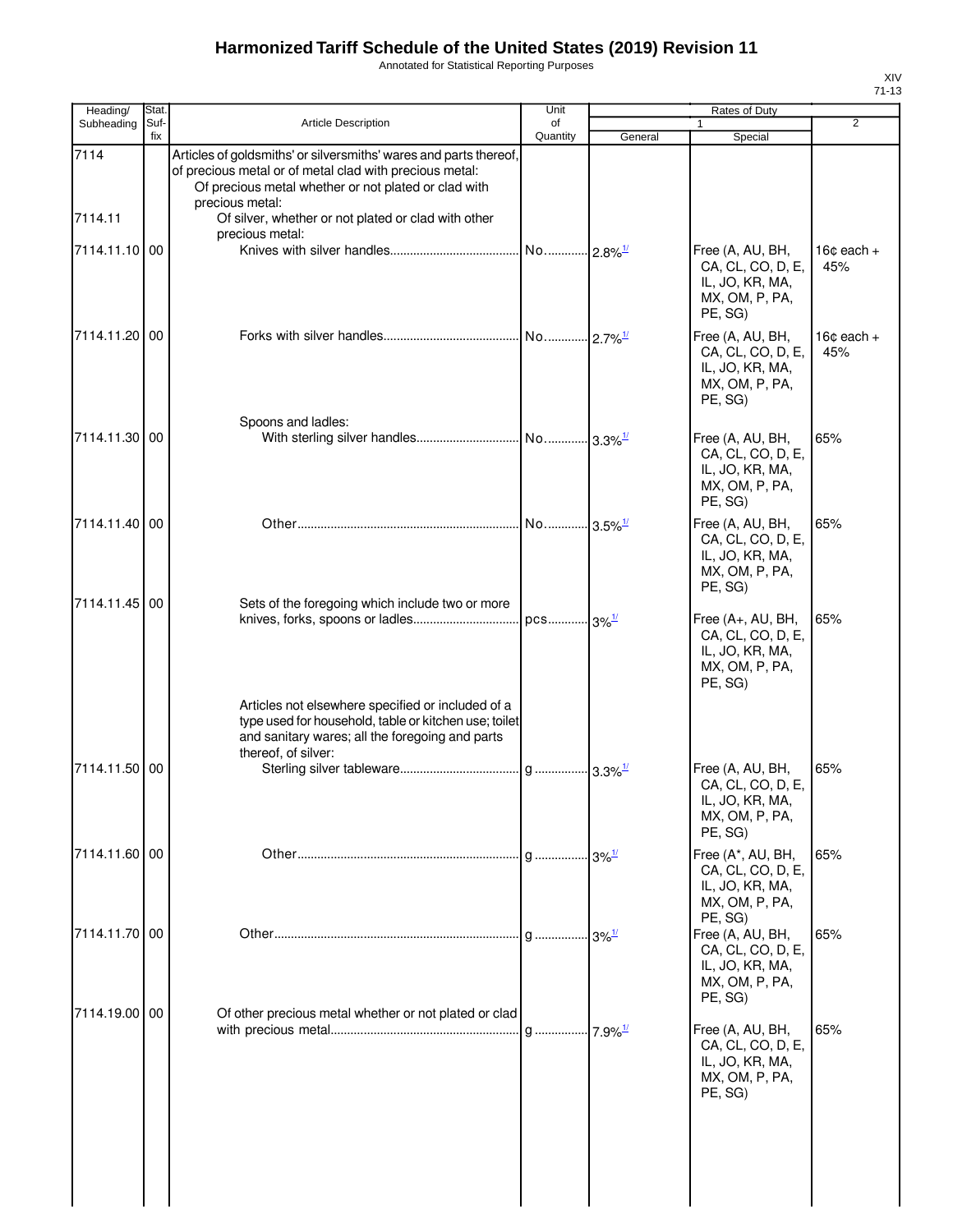# Harmonized Tariff Schedule of the United States (2019) Revision 11

Annotated for Statistical Reporting Purposes

XIV
71-13

| Heading/ Subheading | Stat. Suf- fix | Article Description | Unit of Quantity | Rates of Duty 1 General | Rates of Duty 1 Special | Rates of Duty 2 |
|---|---|---|---|---|---|---|
| 7114 | | Articles of goldsmiths' or silversmiths' wares and parts thereof, of precious metal or of metal clad with precious metal: | | | | |
| | | Of precious metal whether or not plated or clad with precious metal: | | | | |
| 7114.11 | | Of silver, whether or not plated or clad with other precious metal: | | | | |
| 7114.11.10 | 00 | Knives with silver handles | No. | 2.8%[1/] | Free (A, AU, BH, CA, CL, CO, D, E, IL, JO, KR, MA, MX, OM, P, PA, PE, SG) | 16¢ each + 45% |
| 7114.11.20 | 00 | Forks with silver handles | No. | 2.7%[1/] | Free (A, AU, BH, CA, CL, CO, D, E, IL, JO, KR, MA, MX, OM, P, PA, PE, SG) | 16¢ each + 45% |
| | | Spoons and ladles: | | | | |
| 7114.11.30 | 00 | With sterling silver handles | No. | 3.3%[1/] | Free (A, AU, BH, CA, CL, CO, D, E, IL, JO, KR, MA, MX, OM, P, PA, PE, SG) | 65% |
| 7114.11.40 | 00 | Other | No. | 3.5%[1/] | Free (A, AU, BH, CA, CL, CO, D, E, IL, JO, KR, MA, MX, OM, P, PA, PE, SG) | 65% |
| 7114.11.45 | 00 | Sets of the foregoing which include two or more knives, forks, spoons or ladles | pcs | 3%[1/] | Free (A+, AU, BH, CA, CL, CO, D, E, IL, JO, KR, MA, MX, OM, P, PA, PE, SG) | 65% |
| | | Articles not elsewhere specified or included of a type used for household, table or kitchen use; toilet and sanitary wares; all the foregoing and parts thereof, of silver: | | | | |
| 7114.11.50 | 00 | Sterling silver tableware | g | 3.3%[1/] | Free (A, AU, BH, CA, CL, CO, D, E, IL, JO, KR, MA, MX, OM, P, PA, PE, SG) | 65% |
| 7114.11.60 | 00 | Other | g | 3%[1/] | Free (A*, AU, BH, CA, CL, CO, D, E, IL, JO, KR, MA, MX, OM, P, PA, PE, SG) | 65% |
| 7114.11.70 | 00 | Other | g | 3%[1/] | Free (A, AU, BH, CA, CL, CO, D, E, IL, JO, KR, MA, MX, OM, P, PA, PE, SG) | 65% |
| 7114.19.00 | 00 | Of other precious metal whether or not plated or clad with precious metal | g | 7.9%[1/] | Free (A, AU, BH, CA, CL, CO, D, E, IL, JO, KR, MA, MX, OM, P, PA, PE, SG) | 65% |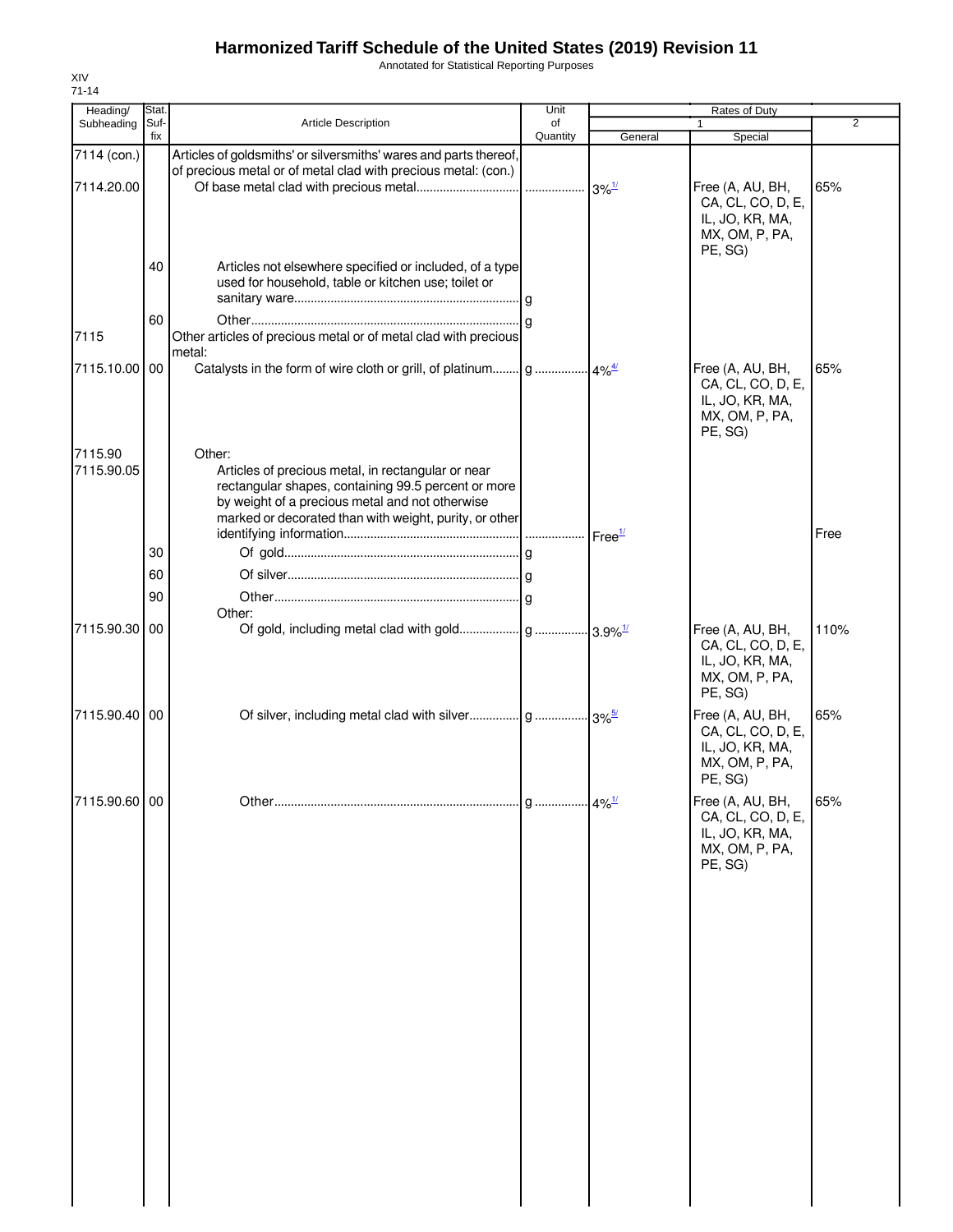# Harmonized Tariff Schedule of the United States (2019) Revision 11

Annotated for Statistical Reporting Purposes

XIV
71-14

| Heading/ Subheading | Stat. Suf- fix | Article Description | Unit of Quantity | Rates of Duty 1 General | Special | 2 |
|---|---|---|---|---|---|---|
| 7114 (con.) | | Articles of goldsmiths' or silversmiths' wares and parts thereof, of precious metal or of metal clad with precious metal: (con.) | | | | |
| 7114.20.00 | | Of base metal clad with precious metal | | 3%[1/] | Free (A, AU, BH, CA, CL, CO, D, E, IL, JO, KR, MA, MX, OM, P, PA, PE, SG) | 65% |
| | 40 | Articles not elsewhere specified or included, of a type used for household, table or kitchen use; toilet or sanitary ware | g | | | |
| | 60 | Other | g | | | |
| 7115 | | Other articles of precious metal or of metal clad with precious metal: | | | | |
| 7115.10.00 | 00 | Catalysts in the form of wire cloth or grill, of platinum | g | 4%[4/] | Free (A, AU, BH, CA, CL, CO, D, E, IL, JO, KR, MA, MX, OM, P, PA, PE, SG) | 65% |
| 7115.90 | | Other: | | | | |
| 7115.90.05 | | Articles of precious metal, in rectangular or near rectangular shapes, containing 99.5 percent or more by weight of a precious metal and not otherwise marked or decorated than with weight, purity, or other identifying information | | Free[1/] | | Free |
| | 30 | Of gold | g | | | |
| | 60 | Of silver | g | | | |
| | 90 | Other | g | | | |
| | | Other: | | | | |
| 7115.90.30 | 00 | Of gold, including metal clad with gold | g | 3.9%[1/] | Free (A, AU, BH, CA, CL, CO, D, E, IL, JO, KR, MA, MX, OM, P, PA, PE, SG) | 110% |
| 7115.90.40 | 00 | Of silver, including metal clad with silver | g | 3%[5/] | Free (A, AU, BH, CA, CL, CO, D, E, IL, JO, KR, MA, MX, OM, P, PA, PE, SG) | 65% |
| 7115.90.60 | 00 | Other | g | 4%[1/] | Free (A, AU, BH, CA, CL, CO, D, E, IL, JO, KR, MA, MX, OM, P, PA, PE, SG) | 65% |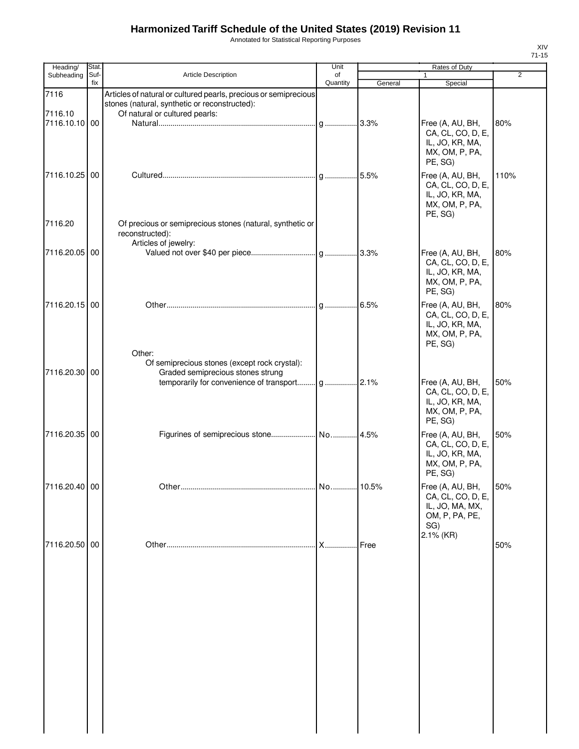# Harmonized Tariff Schedule of the United States (2019) Revision 11

Annotated for Statistical Reporting Purposes

| Heading/ Subheading | Stat. Suf- fix | Article Description | Unit of Quantity | Rates of Duty 1 General | Special | 2 |
|---|---|---|---|---|---|---|
| 7116 | | Articles of natural or cultured pearls, precious or semiprecious stones (natural, synthetic or reconstructed): | | | | |
| 7116.10 | | Of natural or cultured pearls: | | | | |
| 7116.10.10 | 00 | Natural | g | 3.3% | Free (A, AU, BH, CA, CL, CO, D, E, IL, JO, KR, MA, MX, OM, P, PA, PE, SG) | 80% |
| 7116.10.25 | 00 | Cultured | g | 5.5% | Free (A, AU, BH, CA, CL, CO, D, E, IL, JO, KR, MA, MX, OM, P, PA, PE, SG) | 110% |
| 7116.20 | | Of precious or semiprecious stones (natural, synthetic or reconstructed): | | | | |
| | | Articles of jewelry: | | | | |
| 7116.20.05 | 00 | Valued not over $40 per piece | g | 3.3% | Free (A, AU, BH, CA, CL, CO, D, E, IL, JO, KR, MA, MX, OM, P, PA, PE, SG) | 80% |
| 7116.20.15 | 00 | Other | g | 6.5% | Free (A, AU, BH, CA, CL, CO, D, E, IL, JO, KR, MA, MX, OM, P, PA, PE, SG) | 80% |
| | | Other: | | | | |
| | | Of semiprecious stones (except rock crystal): | | | | |
| 7116.20.30 | 00 | Graded semiprecious stones strung temporarily for convenience of transport | g | 2.1% | Free (A, AU, BH, CA, CL, CO, D, E, IL, JO, KR, MA, MX, OM, P, PA, PE, SG) | 50% |
| 7116.20.35 | 00 | Figurines of semiprecious stone | No. | 4.5% | Free (A, AU, BH, CA, CL, CO, D, E, IL, JO, KR, MA, MX, OM, P, PA, PE, SG) | 50% |
| 7116.20.40 | 00 | Other | No. | 10.5% | Free (A, AU, BH, CA, CL, CO, D, E, IL, JO, MA, MX, OM, P, PA, PE, SG) 2.1% (KR) | 50% |
| 7116.20.50 | 00 | Other | X | Free | | 50% |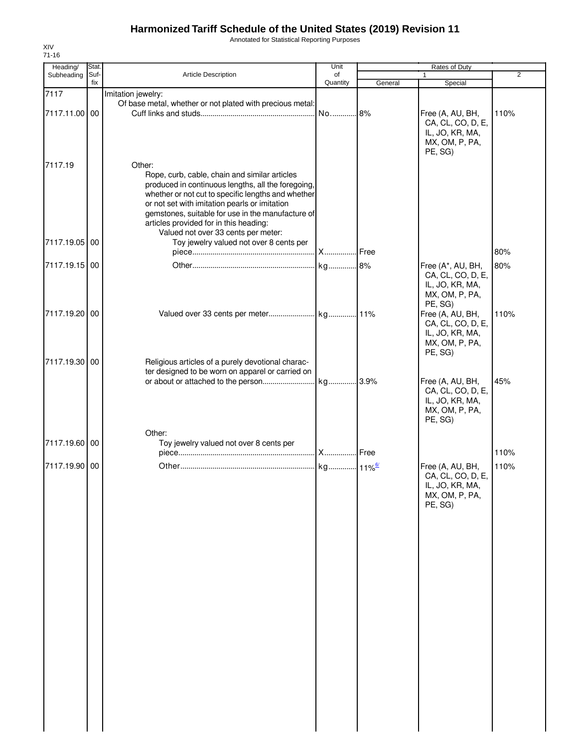# Harmonized Tariff Schedule of the United States (2019) Revision 11

Annotated for Statistical Reporting Purposes

XIV
71-16

| Heading/ Subheading | Stat. Suf- fix | Article Description | Unit of Quantity | Rates of Duty 1 General | Special | 2 |
|---|---|---|---|---|---|---|
| 7117 | | Imitation jewelry: | | | | |
| | | Of base metal, whether or not plated with precious metal: | | | | |
| 7117.11.00 | 00 | Cuff links and studs | No. | 8% | Free (A, AU, BH, CA, CL, CO, D, E, IL, JO, KR, MA, MX, OM, P, PA, PE, SG) | 110% |
| 7117.19 | | Other: | | | | |
| | | Rope, curb, cable, chain and similar articles produced in continuous lengths, all the foregoing, whether or not cut to specific lengths and whether or not set with imitation pearls or imitation gemstones, suitable for use in the manufacture of articles provided for in this heading: | | | | |
| | | Valued not over 33 cents per meter: | | | | |
| 7117.19.05 | 00 | Toy jewelry valued not over 8 cents per piece | X | Free | | 80% |
| 7117.19.15 | 00 | Other | kg | 8% | Free (A*, AU, BH, CA, CL, CO, D, E, IL, JO, KR, MA, MX, OM, P, PA, PE, SG) | 80% |
| 7117.19.20 | 00 | Valued over 33 cents per meter | kg | 11% | Free (A, AU, BH, CA, CL, CO, D, E, IL, JO, KR, MA, MX, OM, P, PA, PE, SG) | 110% |
| 7117.19.30 | 00 | Religious articles of a purely devotional character designed to be worn on apparel or carried on or about or attached to the person | kg | 3.9% | Free (A, AU, BH, CA, CL, CO, D, E, IL, JO, KR, MA, MX, OM, P, PA, PE, SG) | 45% |
| | | Other: | | | | |
| 7117.19.60 | 00 | Toy jewelry valued not over 8 cents per piece | X | Free | | 110% |
| 7117.19.90 | 00 | Other | kg | 11%[6/] | Free (A, AU, BH, CA, CL, CO, D, E, IL, JO, KR, MA, MX, OM, P, PA, PE, SG) | 110% |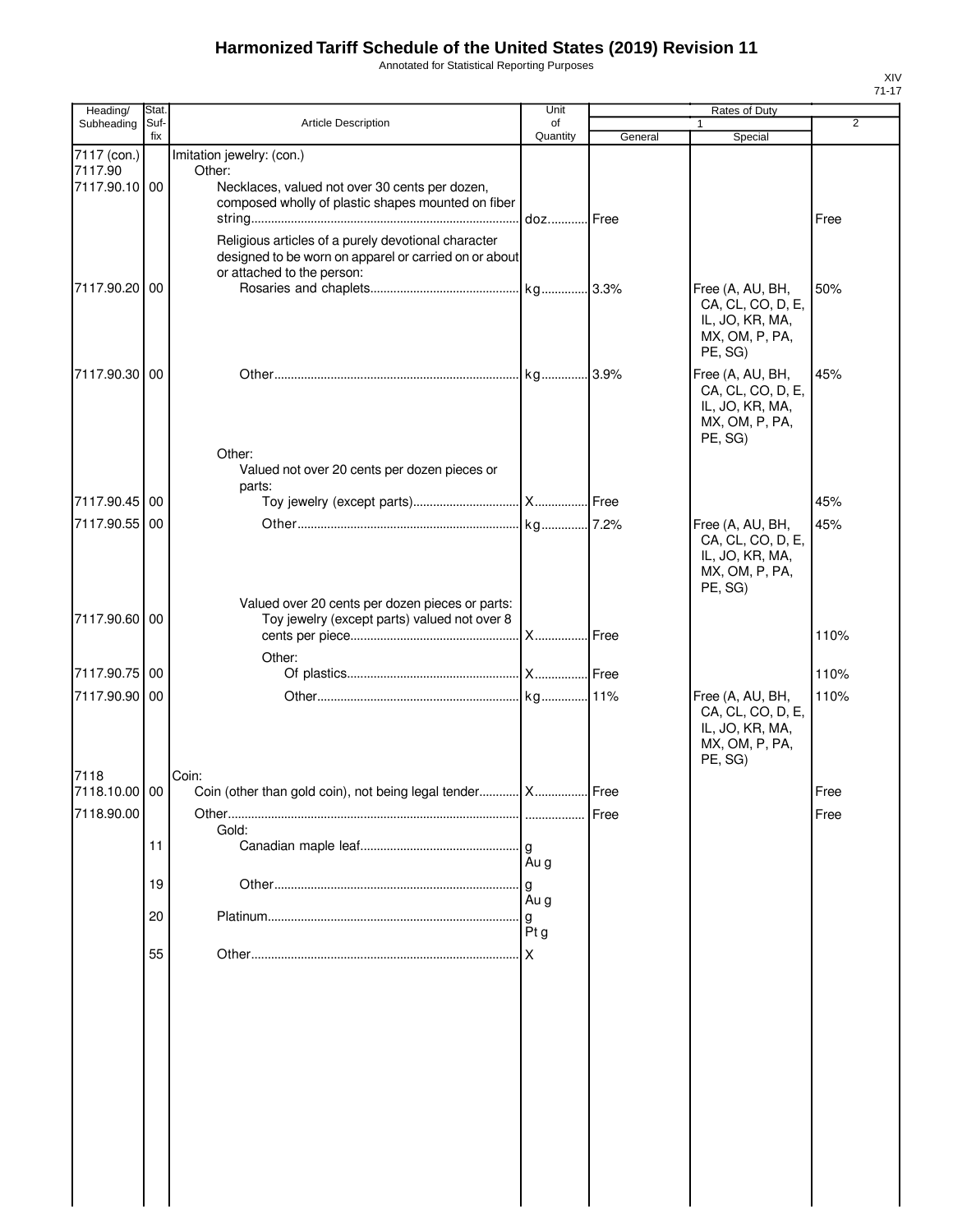# Harmonized Tariff Schedule of the United States (2019) Revision 11

Annotated for Statistical Reporting Purposes

XIV
71-17

| Heading/ Subheading | Stat. Suf- fix | Article Description | Unit of Quantity | Rates of Duty 1 General | Special | 2 |
|---|---|---|---|---|---|---|
| 7117 (con.) | | Imitation jewelry: (con.) | | | | |
| 7117.90 | | Other: | | | | |
| 7117.90.10 | 00 | Necklaces, valued not over 30 cents per dozen, composed wholly of plastic shapes mounted on fiber string | doz | Free | | Free |
| | | Religious articles of a purely devotional character designed to be worn on apparel or carried on or about or attached to the person: | | | | |
| 7117.90.20 | 00 | Rosaries and chaplets | kg | 3.3% | Free (A, AU, BH, CA, CL, CO, D, E, IL, JO, KR, MA, MX, OM, P, PA, PE, SG) | 50% |
| 7117.90.30 | 00 | Other | kg | 3.9% | Free (A, AU, BH, CA, CL, CO, D, E, IL, JO, KR, MA, MX, OM, P, PA, PE, SG) | 45% |
| | | Other: | | | | |
| | | Valued not over 20 cents per dozen pieces or parts: | | | | |
| 7117.90.45 | 00 | Toy jewelry (except parts) | X | Free | | 45% |
| 7117.90.55 | 00 | Other | kg | 7.2% | Free (A, AU, BH, CA, CL, CO, D, E, IL, JO, KR, MA, MX, OM, P, PA, PE, SG) | 45% |
| | | Valued over 20 cents per dozen pieces or parts: | | | | |
| 7117.90.60 | 00 | Toy jewelry (except parts) valued not over 8 cents per piece | X | Free | | 110% |
| | | Other: | | | | |
| 7117.90.75 | 00 | Of plastics | X | Free | | 110% |
| 7117.90.90 | 00 | Other | kg | 11% | Free (A, AU, BH, CA, CL, CO, D, E, IL, JO, KR, MA, MX, OM, P, PA, PE, SG) | 110% |
| 7118 | | Coin: | | | | |
| 7118.10.00 | 00 | Coin (other than gold coin), not being legal tender | X | Free | | Free |
| 7118.90.00 | | Other | | Free | | Free |
| | | Gold: | | | | |
| | 11 | Canadian maple leaf | g Au g | | | |
| | 19 | Other | g Au g | | | |
| | 20 | Platinum | g Pt g | | | |
| | 55 | Other | X | | | |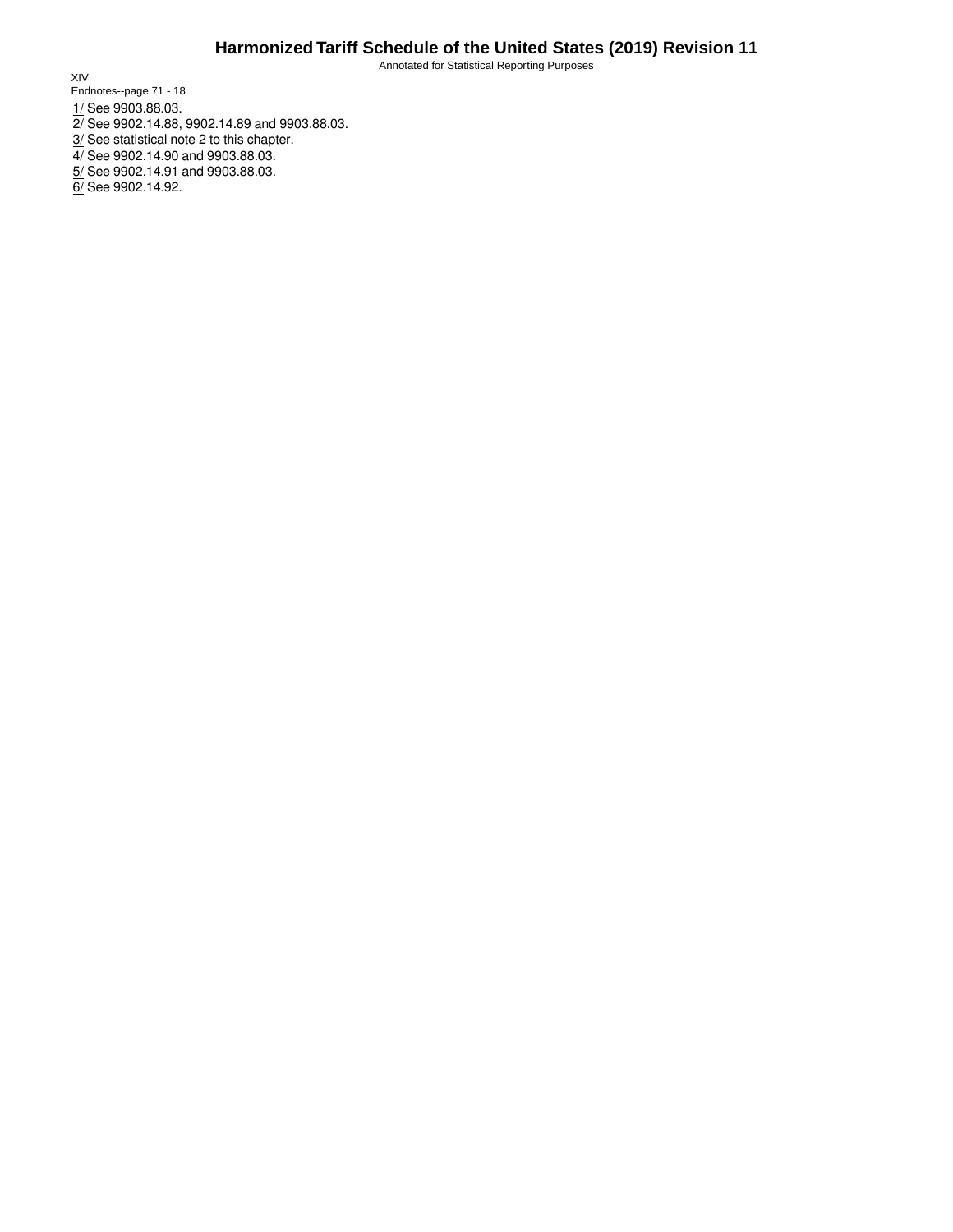1/ See 9903.88.03.

2/ See 9902.14.88, 9902.14.89 and 9903.88.03.

3/ See statistical note 2 to this chapter.

4/ See 9902.14.90 and 9903.88.03.

5/ See 9902.14.91 and 9903.88.03.

6/ See 9902.14.92.